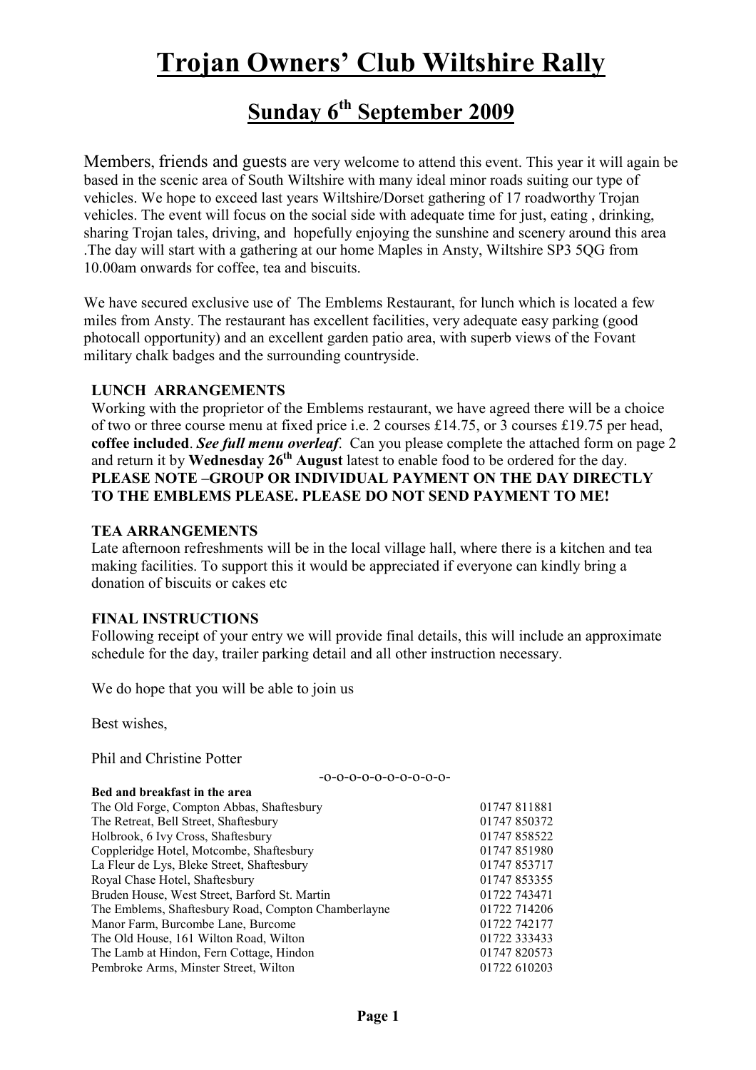# Trojan Owners' Club Wiltshire Rally

## Sunday 6th September 2009

Members, friends and guests are very welcome to attend this event. This year it will again be based in the scenic area of South Wiltshire with many ideal minor roads suiting our type of vehicles. We hope to exceed last years Wiltshire/Dorset gathering of 17 roadworthy Trojan vehicles. The event will focus on the social side with adequate time for just, eating , drinking, sharing Trojan tales, driving, and hopefully enjoying the sunshine and scenery around this area .The day will start with a gathering at our home Maples in Ansty, Wiltshire SP3 5QG from 10.00am onwards for coffee, tea and biscuits.

We have secured exclusive use of The Emblems Restaurant, for lunch which is located a few miles from Ansty. The restaurant has excellent facilities, very adequate easy parking (good photocall opportunity) and an excellent garden patio area, with superb views of the Fovant military chalk badges and the surrounding countryside.

**LUNCH ARRANGEMENTS**

Working with the proprietor of the Emblems restaurant, we have agreed there will be a choice of two or three course menu at fixed price i.e. 2 courses £14.75, or 3 courses £19.75 per head, **coffee included**. ***See full menu overleaf***. Can you please complete the attached form on page 2 and return it by **Wednesday 26th August** latest to enable food to be ordered for the day.
**PLEASE NOTE –GROUP OR INDIVIDUAL PAYMENT ON THE DAY DIRECTLY TO THE EMBLEMS PLEASE. PLEASE DO NOT SEND PAYMENT TO ME!**

**TEA ARRANGEMENTS**

Late afternoon refreshments will be in the local village hall, where there is a kitchen and tea making facilities. To support this it would be appreciated if everyone can kindly bring a donation of biscuits or cakes etc

**FINAL INSTRUCTIONS**

Following receipt of your entry we will provide final details, this will include an approximate schedule for the day, trailer parking detail and all other instruction necessary.

We do hope that you will be able to join us

Best wishes,

Phil and Christine Potter

-o-o-o-o-o-o-o-o-o-o-

**Bed and breakfast in the area**

| | |
|---|---|
| The Old Forge, Compton Abbas, Shaftesbury | 01747 811881 |
| The Retreat, Bell Street, Shaftesbury | 01747 850372 |
| Holbrook, 6 Ivy Cross, Shaftesbury | 01747 858522 |
| Coppleridge Hotel, Motcombe, Shaftesbury | 01747 851980 |
| La Fleur de Lys, Bleke Street, Shaftesbury | 01747 853717 |
| Royal Chase Hotel, Shaftesbury | 01747 853355 |
| Bruden House, West Street, Barford St. Martin | 01722 743471 |
| The Emblems, Shaftesbury Road, Compton Chamberlayne | 01722 714206 |
| Manor Farm, Burcombe Lane, Burcombe | 01722 742177 |
| The Old House, 161 Wilton Road, Wilton | 01722 333433 |
| The Lamb at Hindon, Fern Cottage, Hindon | 01747 820573 |
| Pembroke Arms, Minster Street, Wilton | 01722 610203 |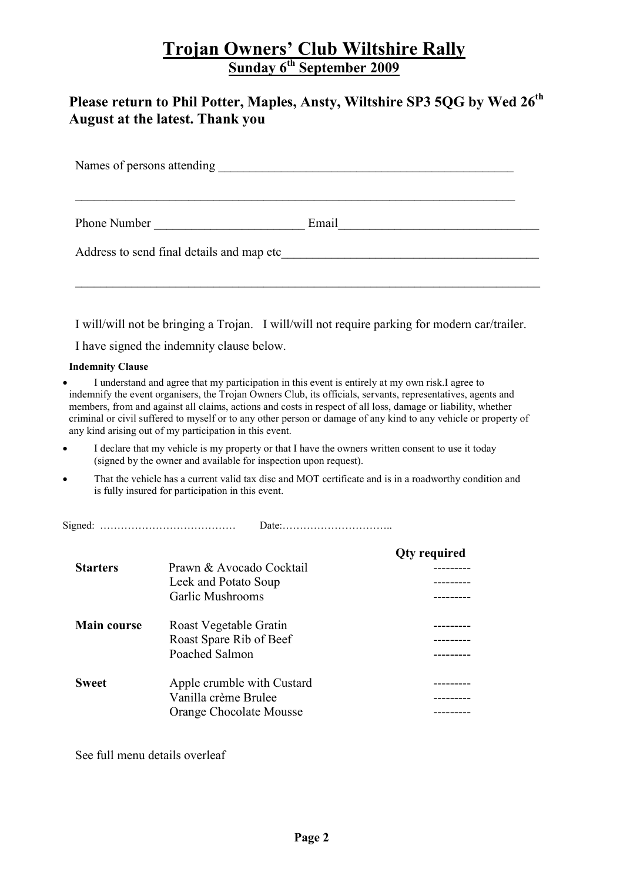# Trojan Owners' Club Wiltshire Rally

## Sunday 6th September 2009

### Please return to Phil Potter, Maples, Ansty, Wiltshire SP3 5QG by Wed 26th August at the latest. Thank you

Names of persons attending ________________________________________________

________________________________________________________________________

Phone Number _______________________ Email_______________________________

Address to send final details and map etc________________________________________

________________________________________________________________________

I will/will not be bringing a Trojan.   I will/will not require parking for modern car/trailer.

I have signed the indemnity clause below.

**Indemnity Clause**

- I understand and agree that my participation in this event is entirely at my own risk.I agree to indemnify the event organisers, the Trojan Owners Club, its officials, servants, representatives, agents and members, from and against all claims, actions and costs in respect of all loss, damage or liability, whether criminal or civil suffered to myself or to any other person or damage of any kind to any vehicle or property of any kind arising out of my participation in this event.
- I declare that my vehicle is my property or that I have the owners written consent to use it today (signed by the owner and available for inspection upon request).
- That the vehicle has a current valid tax disc and MOT certificate and is in a roadworthy condition and is fully insured for participation in this event.

Signed: …………………………………   Date:…………………………..

| | | Qty required |
|---|---|---|
| **Starters** | Prawn & Avocado Cocktail | --------- |
| | Leek and Potato Soup | --------- |
| | Garlic Mushrooms | --------- |
| **Main course** | Roast Vegetable Gratin | --------- |
| | Roast Spare Rib of Beef | --------- |
| | Poached Salmon | --------- |
| **Sweet** | Apple crumble with Custard | --------- |
| | Vanilla crème Brulee | --------- |
| | Orange Chocolate Mousse | --------- |

See full menu details overleaf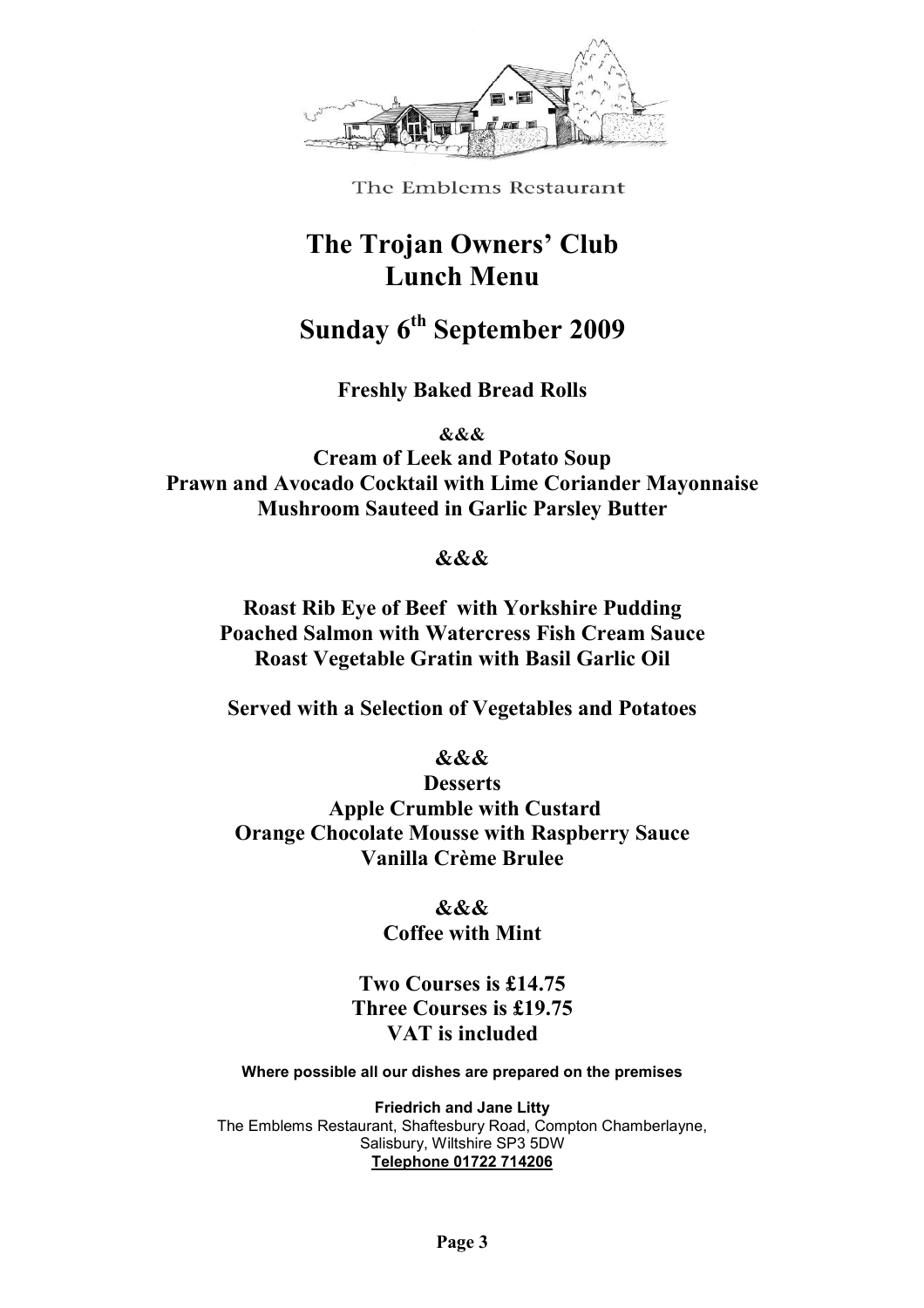The Emblems Restaurant

# The Trojan Owners' Club
# Lunch Menu

## Sunday 6th September 2009

**Freshly Baked Bread Rolls**

**&&&**

**Cream of Leek and Potato Soup**
**Prawn and Avocado Cocktail with Lime Coriander Mayonnaise**
**Mushroom Sauteed in Garlic Parsley Butter**

**&&&**

**Roast Rib Eye of Beef with Yorkshire Pudding**
**Poached Salmon with Watercress Fish Cream Sauce**
**Roast Vegetable Gratin with Basil Garlic Oil**

**Served with a Selection of Vegetables and Potatoes**

**&&&**

**Desserts**
**Apple Crumble with Custard**
**Orange Chocolate Mousse with Raspberry Sauce**
**Vanilla Crème Brulee**

**&&&**

**Coffee with Mint**

**Two Courses is £14.75**
**Three Courses is £19.75**
**VAT is included**

**Where possible all our dishes are prepared on the premises**

**Friedrich and Jane Litty**
The Emblems Restaurant, Shaftesbury Road, Compton Chamberlayne, Salisbury, Wiltshire SP3 5DW
**Telephone 01722 714206**